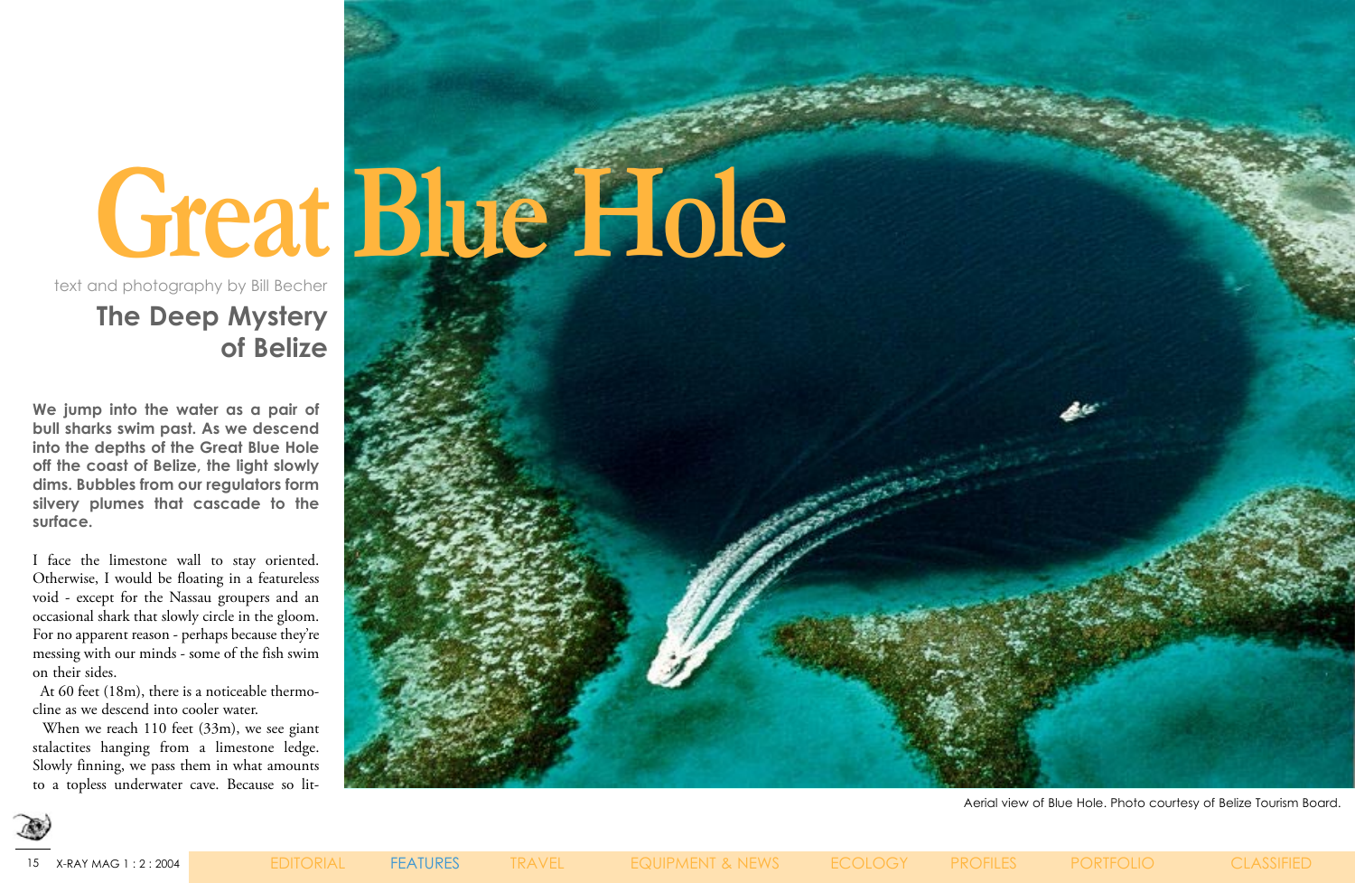# Great Blue Hole

text and photography by Bill Becher

## The Deep Mystery of Belize

**We jump into the water as a pair of bull sharks swim past. As we descend into the depths of the Great Blue Hole off the coast of Belize, the light slowly dims. Bubbles from our regulators form silvery plumes that cascade to the surface.**

I face the limestone wall to stay oriented. Otherwise, I would be floating in a featureless void - except for the Nassau groupers and an occasional shark that slowly circle in the gloom. For no apparent reason - perhaps because they're messing with our minds - some of the fish swim on their sides.

At 60 feet (18m), there is a noticeable thermocline as we descend into cooler water.

When we reach 110 feet (33m), we see giant stalactites hanging from a limestone ledge. Slowly finning, we pass them in what amounts to a topless underwater cave. Because so lit-

Aerial view of Blue Hole. Photo courtesy of Belize Tourism Board.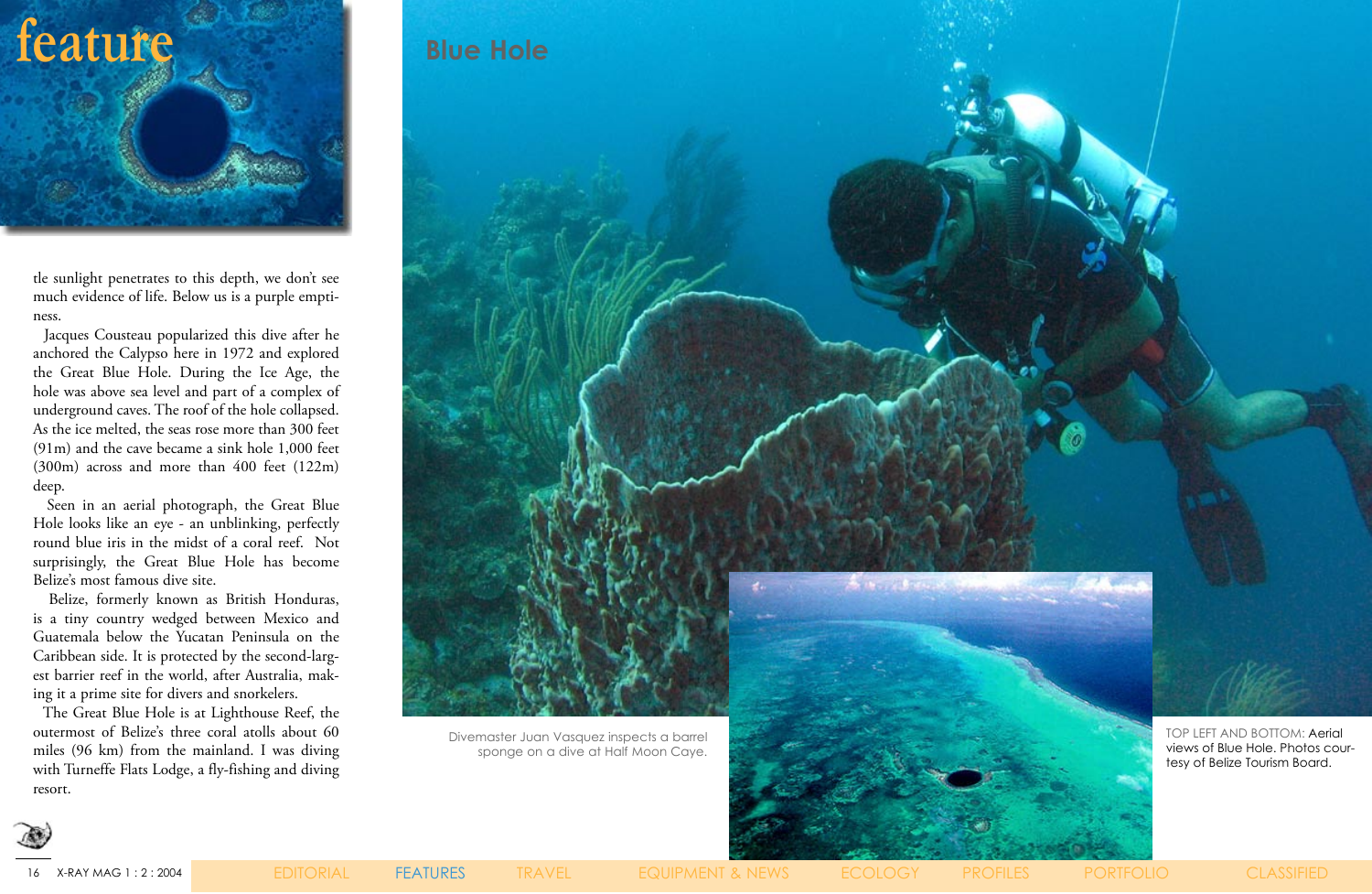# Blue Hole

tle sunlight penetrates to this depth, we don't see much evidence of life. Below us is a purple emptiness.

Jacques Cousteau popularized this dive after he anchored the Calypso here in 1972 and explored the Great Blue Hole. During the Ice Age, the hole was above sea level and part of a complex of underground caves. The roof of the hole collapsed. As the ice melted, the seas rose more than 300 feet (91m) and the cave became a sink hole 1,000 feet (300m) across and more than 400 feet (122m) deep.

Seen in an aerial photograph, the Great Blue Hole looks like an eye - an unblinking, perfectly round blue iris in the midst of a coral reef. Not surprisingly, the Great Blue Hole has become Belize's most famous dive site.

Belize, formerly known as British Honduras, is a tiny country wedged between Mexico and Guatemala below the Yucatan Peninsula on the Caribbean side. It is protected by the second-largest barrier reef in the world, after Australia, making it a prime site for divers and snorkelers.

The Great Blue Hole is at Lighthouse Reef, the outermost of Belize's three coral atolls about 60 miles (96 km) from the mainland. I was diving with Turneffe Flats Lodge, a fly-fishing and diving resort.

Divemaster Juan Vasquez inspects a barrel sponge on a dive at Half Moon Caye.

TOP LEFT AND BOTTOM: Aerial views of Blue Hole. Photos courtesy of Belize Tourism Board.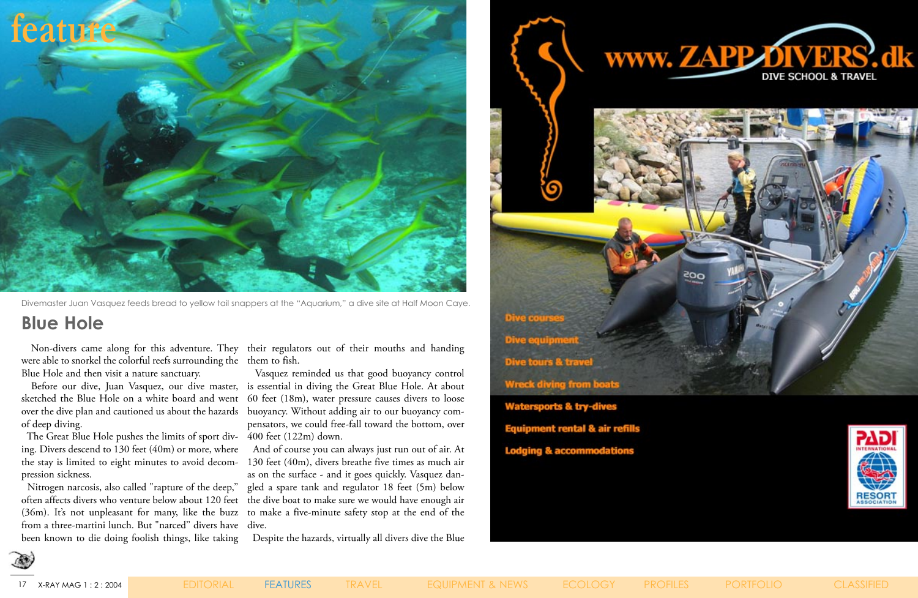Divemaster Juan Vasquez feeds bread to yellow tail snappers at the "Aquarium," a dive site at Half Moon Caye.

## Blue Hole

Non-divers came along for this adventure. They were able to snorkel the colorful reefs surrounding the Blue Hole and then visit a nature sanctuary.

Before our dive, Juan Vasquez, our dive master, sketched the Blue Hole on a white board and went over the dive plan and cautioned us about the hazards of deep diving.

The Great Blue Hole pushes the limits of sport diving. Divers descend to 130 feet (40m) or more, where the stay is limited to eight minutes to avoid decompression sickness.

Nitrogen narcosis, also called "rapture of the deep," often affects divers who venture below about 120 feet (36m). It's not unpleasant for many, like the buzz from a three-martini lunch. But "narced" divers have been known to die doing foolish things, like taking their regulators out of their mouths and handing them to fish.

Vasquez reminded us that good buoyancy control is essential in diving the Great Blue Hole. At about 60 feet (18m), water pressure causes divers to loose buoyancy. Without adding air to our buoyancy compensators, we could free-fall toward the bottom, over 400 feet (122m) down.

And of course you can always just run out of air. At 130 feet (40m), divers breathe five times as much air as on the surface - and it goes quickly. Vasquez dangled a spare tank and regulator 18 feet (5m) below the dive boat to make sure we would have enough air to make a five-minute safety stop at the end of the dive.

Despite the hazards, virtually all divers dive the Blue

www.ZAPPDIVERS.dk

DIVE SCHOOL & TRAVEL

- Dive courses
- Dive equipment
- Dive tours & travel
- Wreck diving from boats
- Watersports & try-dives
- Equipment rental & air refills
- Lodging & accommodations

PADI INTERNATIONAL RESORT ASSOCIATION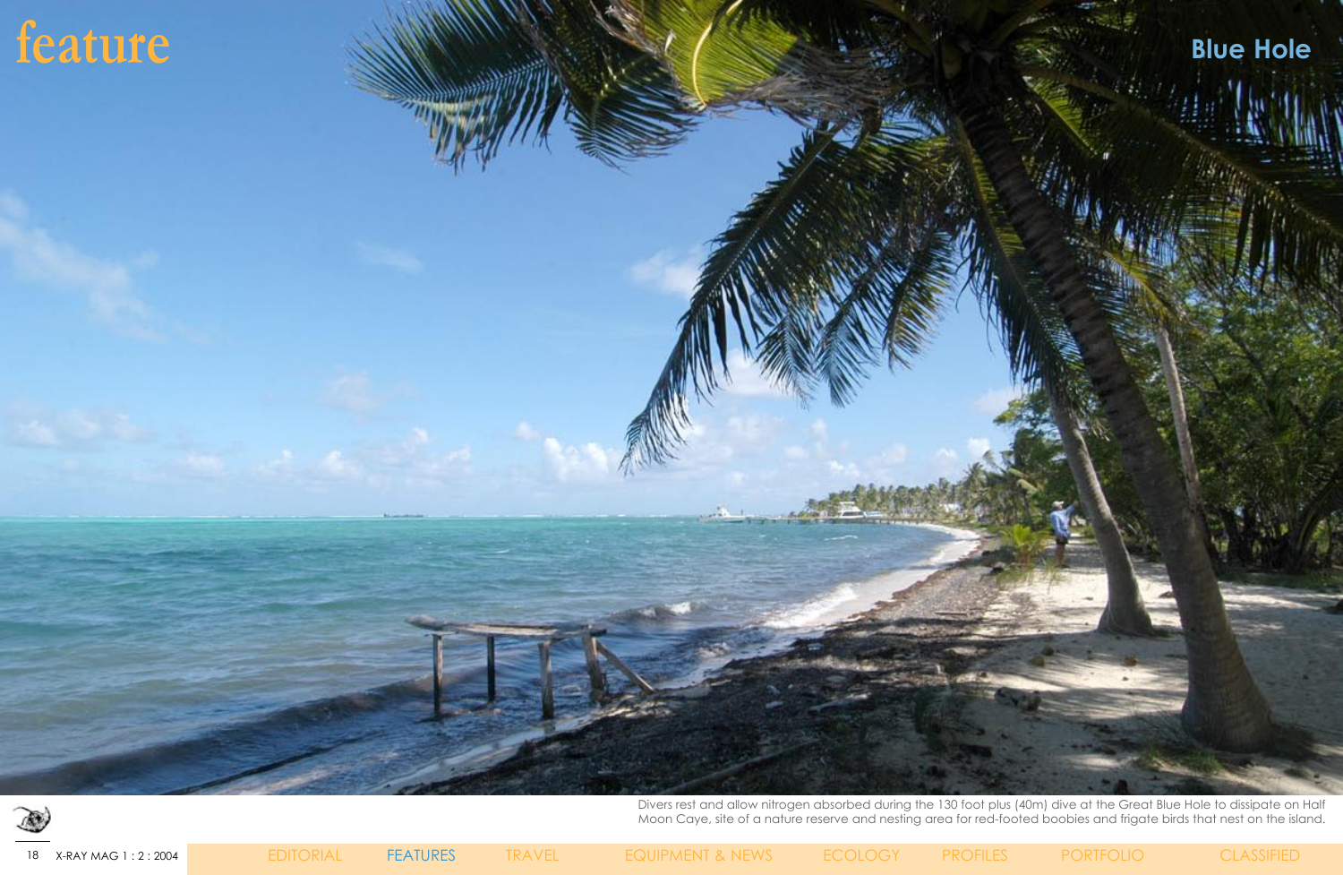Divers rest and allow nitrogen absorbed during the 130 foot plus (40m) dive at the Great Blue Hole to dissipate on Half Moon Caye, site of a nature reserve and nesting area for red-footed boobies and frigate birds that nest on the island.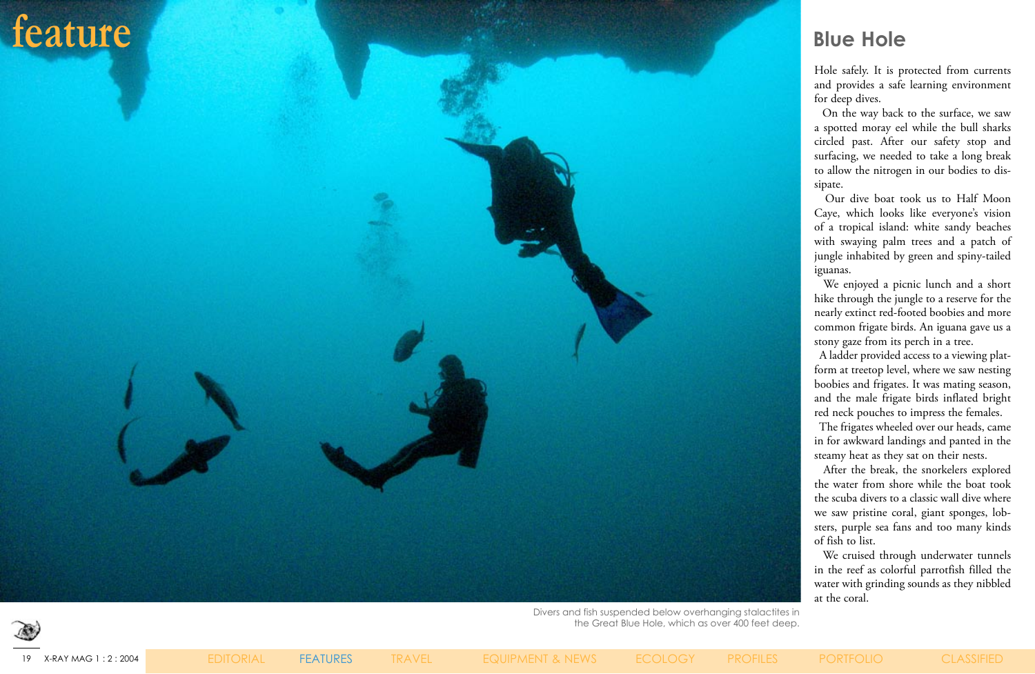## Blue Hole

Hole safely. It is protected from currents and provides a safe learning environment for deep dives.

On the way back to the surface, we saw a spotted moray eel while the bull sharks circled past. After our safety stop and surfacing, we needed to take a long break to allow the nitrogen in our bodies to dissipate.

Our dive boat took us to Half Moon Caye, which looks like everyone's vision of a tropical island: white sandy beaches with swaying palm trees and a patch of jungle inhabited by green and spiny-tailed iguanas.

We enjoyed a picnic lunch and a short hike through the jungle to a reserve for the nearly extinct red-footed boobies and more common frigate birds. An iguana gave us a stony gaze from its perch in a tree.

A ladder provided access to a viewing platform at treetop level, where we saw nesting boobies and frigates. It was mating season, and the male frigate birds inflated bright red neck pouches to impress the females.

The frigates wheeled over our heads, came in for awkward landings and panted in the steamy heat as they sat on their nests.

After the break, the snorkelers explored the water from shore while the boat took the scuba divers to a classic wall dive where we saw pristine coral, giant sponges, lobsters, purple sea fans and too many kinds of fish to list.

We cruised through underwater tunnels in the reef as colorful parrotfish filled the water with grinding sounds as they nibbled at the coral.

Divers and fish suspended below overhanging stalactites in the Great Blue Hole, which as over 400 feet deep.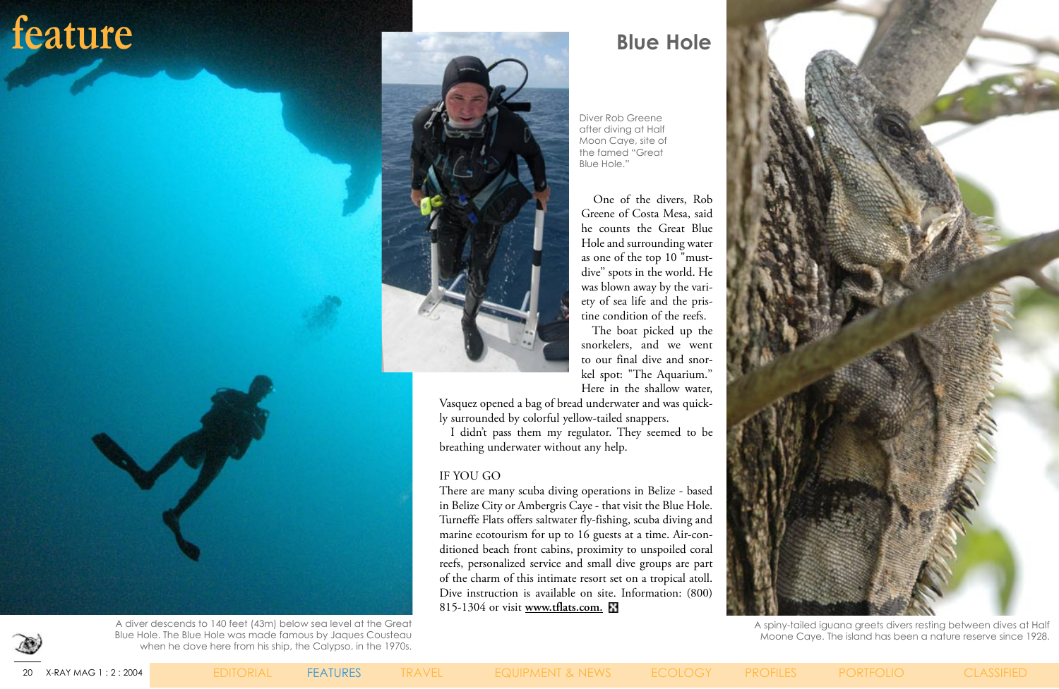# Blue Hole

Diver Rob Greene after diving at Half Moon Caye, site of the famed "Great Blue Hole."

One of the divers, Rob Greene of Costa Mesa, said he counts the Great Blue Hole and surrounding water as one of the top 10 "must-dive" spots in the world. He was blown away by the variety of sea life and the pristine condition of the reefs.

The boat picked up the snorkelers, and we went to our final dive and snorkel spot: "The Aquarium." Here in the shallow water, Vasquez opened a bag of bread underwater and was quickly surrounded by colorful yellow-tailed snappers.

I didn't pass them my regulator. They seemed to be breathing underwater without any help.

IF YOU GO

There are many scuba diving operations in Belize - based in Belize City or Ambergris Caye - that visit the Blue Hole. Turneffe Flats offers saltwater fly-fishing, scuba diving and marine ecotourism for up to 16 guests at a time. Air-conditioned beach front cabins, proximity to unspoiled coral reefs, personalized service and small dive groups are part of the charm of this intimate resort set on a tropical atoll. Dive instruction is available on site. Information: (800) 815-1304 or visit **www.tflats.com.**

A diver descends to 140 feet (43m) below sea level at the Great Blue Hole. The Blue Hole was made famous by Jaques Cousteau when he dove here from his ship, the Calypso, in the 1970s.

A spiny-tailed iguana greets divers resting between dives at Half Moone Caye. The island has been a nature reserve since 1928.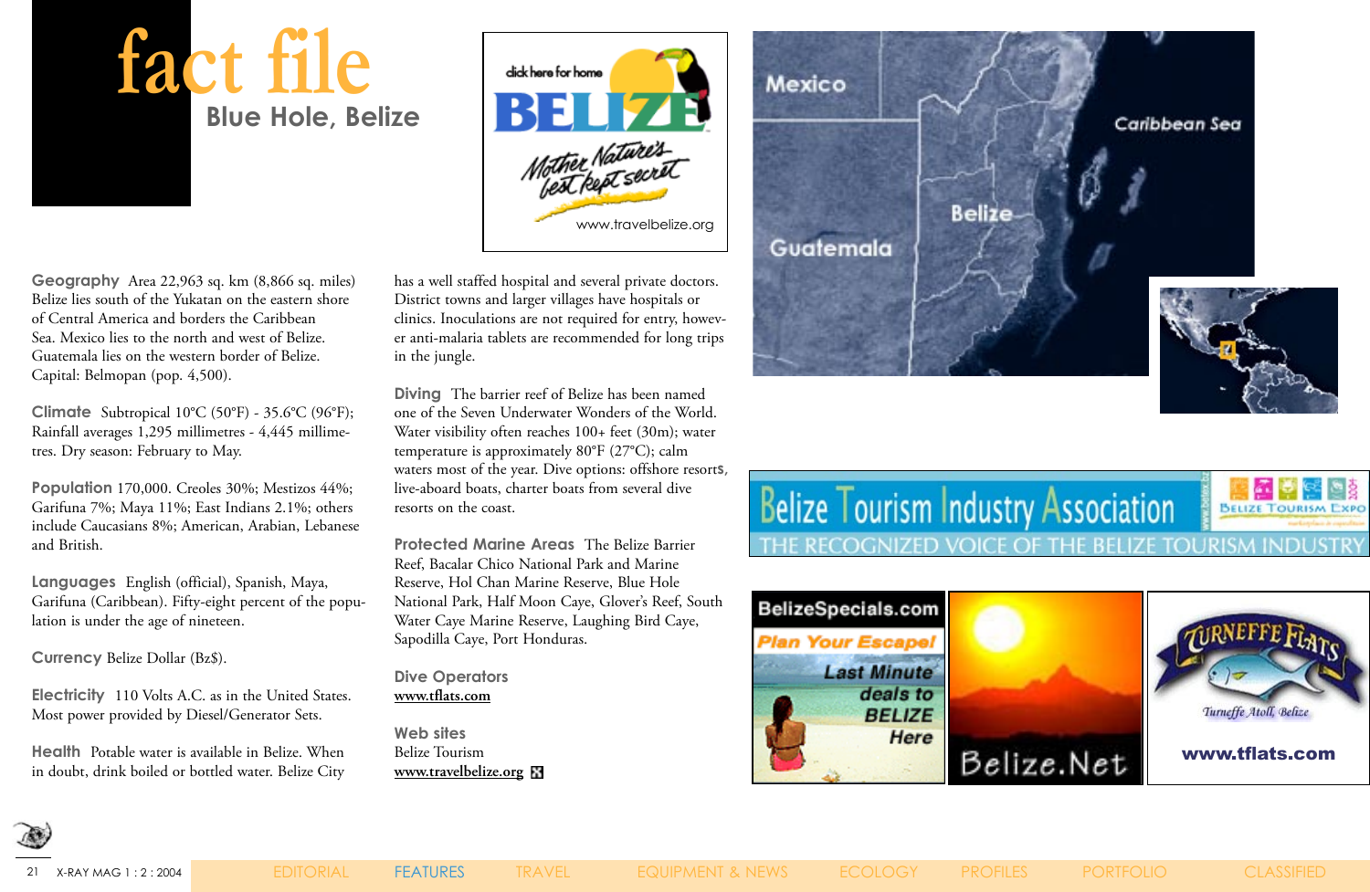# fact file

## Blue Hole, Belize

**Geography** Area 22,963 sq. km (8,866 sq. miles) Belize lies south of the Yukatan on the eastern shore of Central America and borders the Caribbean Sea. Mexico lies to the north and west of Belize. Guatemala lies on the western border of Belize. Capital: Belmopan (pop. 4,500).

**Climate** Subtropical 10°C (50°F) - 35.6°C (96°F); Rainfall averages 1,295 millimetres - 4,445 millimetres. Dry season: February to May.

**Population** 170,000. Creoles 30%; Mestizos 44%; Garifuna 7%; Maya 11%; East Indians 2.1%; others include Caucasians 8%; American, Arabian, Lebanese and British.

**Languages** English (official), Spanish, Maya, Garifuna (Caribbean). Fifty-eight percent of the population is under the age of nineteen.

**Currency** Belize Dollar (Bz$).

**Electricity** 110 Volts A.C. as in the United States. Most power provided by Diesel/Generator Sets.

**Health** Potable water is available in Belize. When in doubt, drink boiled or bottled water. Belize City has a well staffed hospital and several private doctors. District towns and larger villages have hospitals or clinics. Inoculations are not required for entry, however anti-malaria tablets are recommended for long trips in the jungle.

**Diving** The barrier reef of Belize has been named one of the Seven Underwater Wonders of the World. Water visibility often reaches 100+ feet (30m); water temperature is approximately 80°F (27°C); calm waters most of the year. Dive options: offshore resorts, live-aboard boats, charter boats from several dive resorts on the coast.

**Protected Marine Areas** The Belize Barrier Reef, Bacalar Chico National Park and Marine Reserve, Hol Chan Marine Reserve, Blue Hole National Park, Half Moon Caye, Glover's Reef, South Water Caye Marine Reserve, Laughing Bird Caye, Sapodilla Caye, Port Honduras.

**Dive Operators**
www.tflats.com

**Web sites**
Belize Tourism
www.travelbelize.org